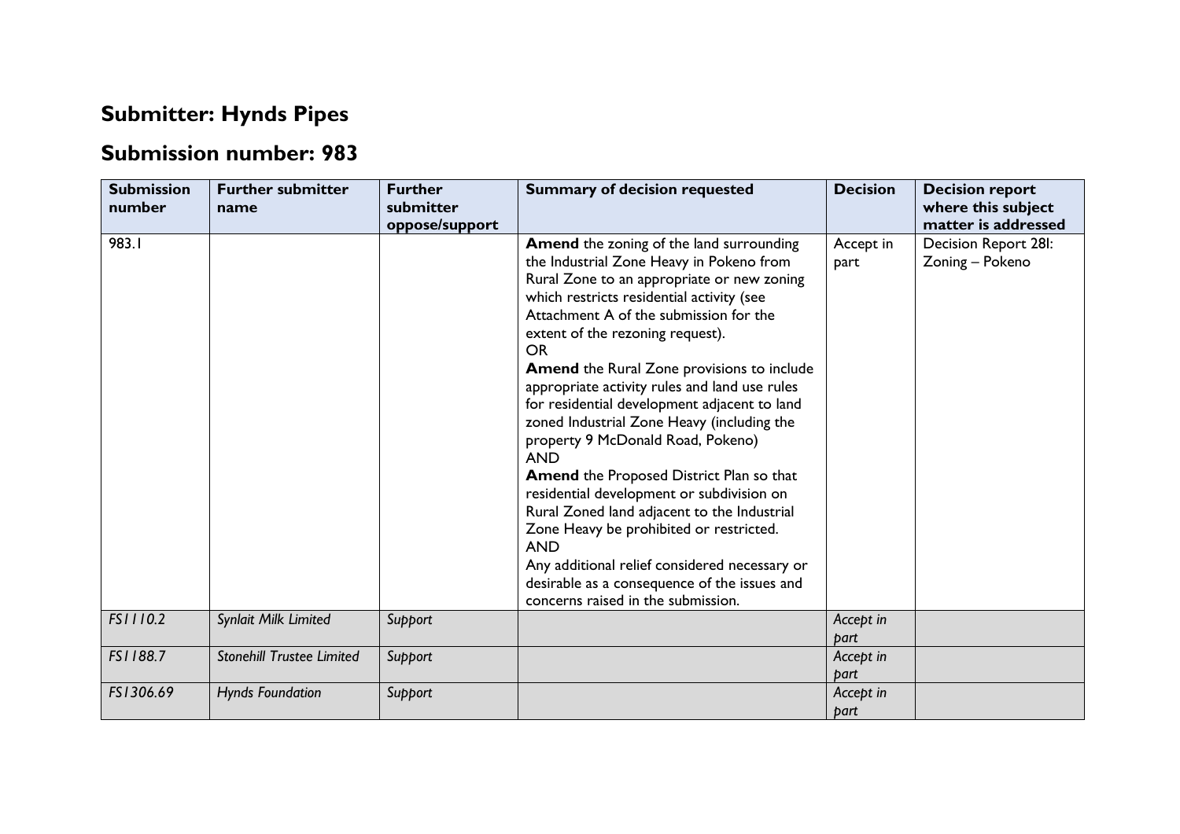# Submitter: Hynds Pipes

## Submission number: 983

| Submission number | Further submitter name | Further submitter oppose/support | Summary of decision requested | Decision | Decision report where this subject matter is addressed |
|---|---|---|---|---|---|
| 983.1 | | | **Amend** the zoning of the land surrounding the Industrial Zone Heavy in Pokeno from Rural Zone to an appropriate or new zoning which restricts residential activity (see Attachment A of the submission for the extent of the rezoning request).<br>OR<br>**Amend** the Rural Zone provisions to include appropriate activity rules and land use rules for residential development adjacent to land zoned Industrial Zone Heavy (including the property 9 McDonald Road, Pokeno)<br>AND<br>**Amend** the Proposed District Plan so that residential development or subdivision on Rural Zoned land adjacent to the Industrial Zone Heavy be prohibited or restricted.<br>AND<br>Any additional relief considered necessary or desirable as a consequence of the issues and concerns raised in the submission. | Accept in part | Decision Report 28I: Zoning – Pokeno |
| *FS1110.2* | *Synlait Milk Limited* | *Support* | | *Accept in part* | |
| *FS1188.7* | *Stonehill Trustee Limited* | *Support* | | *Accept in part* | |
| *FS1306.69* | *Hynds Foundation* | *Support* | | *Accept in part* | |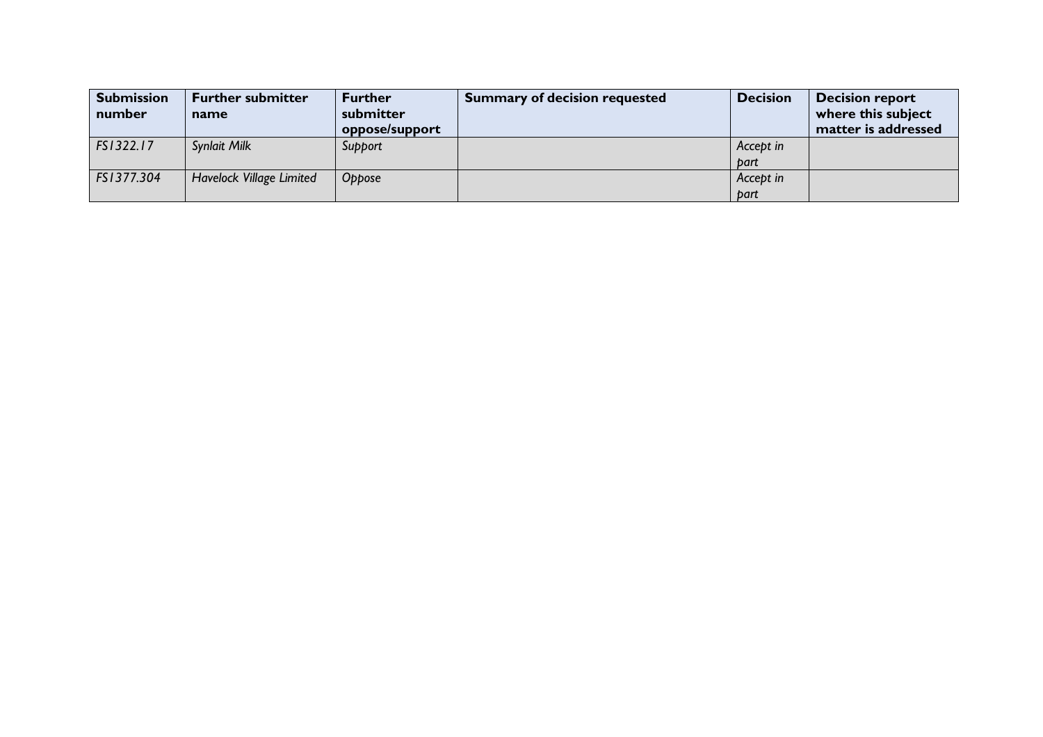| Submission number | Further submitter name | Further submitter oppose/support | Summary of decision requested | Decision | Decision report where this subject matter is addressed |
|---|---|---|---|---|---|
| *FS1322.17* | *Synlait Milk* | *Support* | | *Accept in part* | |
| *FS1377.304* | *Havelock Village Limited* | *Oppose* | | *Accept in part* | |